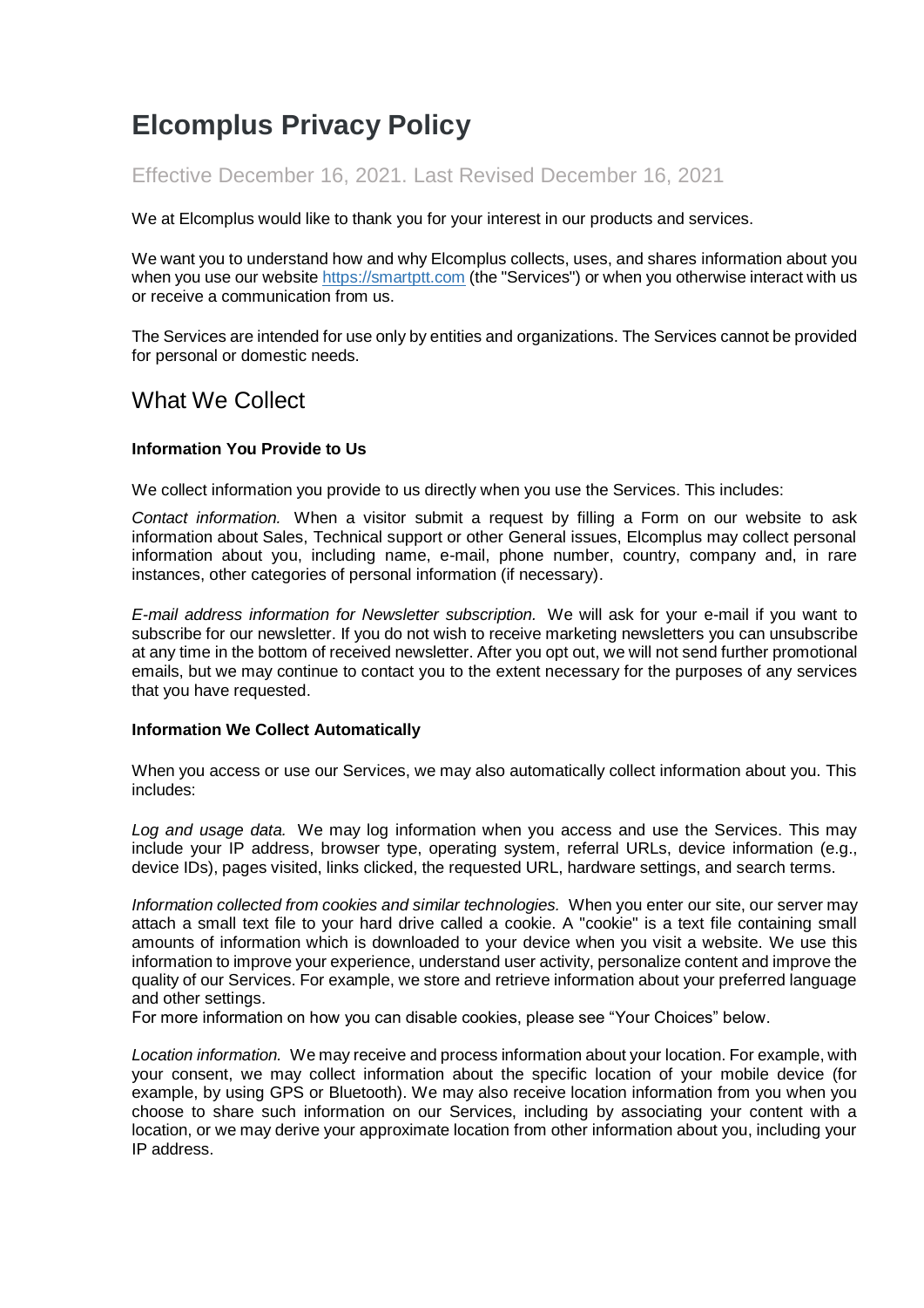# Elcomplus Privacy Policy

Effective December 16, 2021. Last Revised December 16, 2021

We at Elcomplus would like to thank you for your interest in our products and services.

We want you to understand how and why Elcomplus collects, uses, and shares information about you when you use our website [https://smartptt.com](https://smartptt.com) (the "Services") or when you otherwise interact with us or receive a communication from us.

The Services are intended for use only by entities and organizations. The Services cannot be provided for personal or domestic needs.

## What We Collect

### Information You Provide to Us

We collect information you provide to us directly when you use the Services. This includes:

*Contact information.* When a visitor submit a request by filling a Form on our website to ask information about Sales, Technical support or other General issues, Elcomplus may collect personal information about you, including name, e-mail, phone number, country, company and, in rare instances, other categories of personal information (if necessary).

*E-mail address information for Newsletter subscription.* We will ask for your e-mail if you want to subscribe for our newsletter. If you do not wish to receive marketing newsletters you can unsubscribe at any time in the bottom of received newsletter. After you opt out, we will not send further promotional emails, but we may continue to contact you to the extent necessary for the purposes of any services that you have requested.

### Information We Collect Automatically

When you access or use our Services, we may also automatically collect information about you. This includes:

*Log and usage data.* We may log information when you access and use the Services. This may include your IP address, browser type, operating system, referral URLs, device information (e.g., device IDs), pages visited, links clicked, the requested URL, hardware settings, and search terms.

*Information collected from cookies and similar technologies.* When you enter our site, our server may attach a small text file to your hard drive called a cookie. A "cookie" is a text file containing small amounts of information which is downloaded to your device when you visit a website. We use this information to improve your experience, understand user activity, personalize content and improve the quality of our Services. For example, we store and retrieve information about your preferred language and other settings.
For more information on how you can disable cookies, please see "Your Choices" below.

*Location information.* We may receive and process information about your location. For example, with your consent, we may collect information about the specific location of your mobile device (for example, by using GPS or Bluetooth). We may also receive location information from you when you choose to share such information on our Services, including by associating your content with a location, or we may derive your approximate location from other information about you, including your IP address.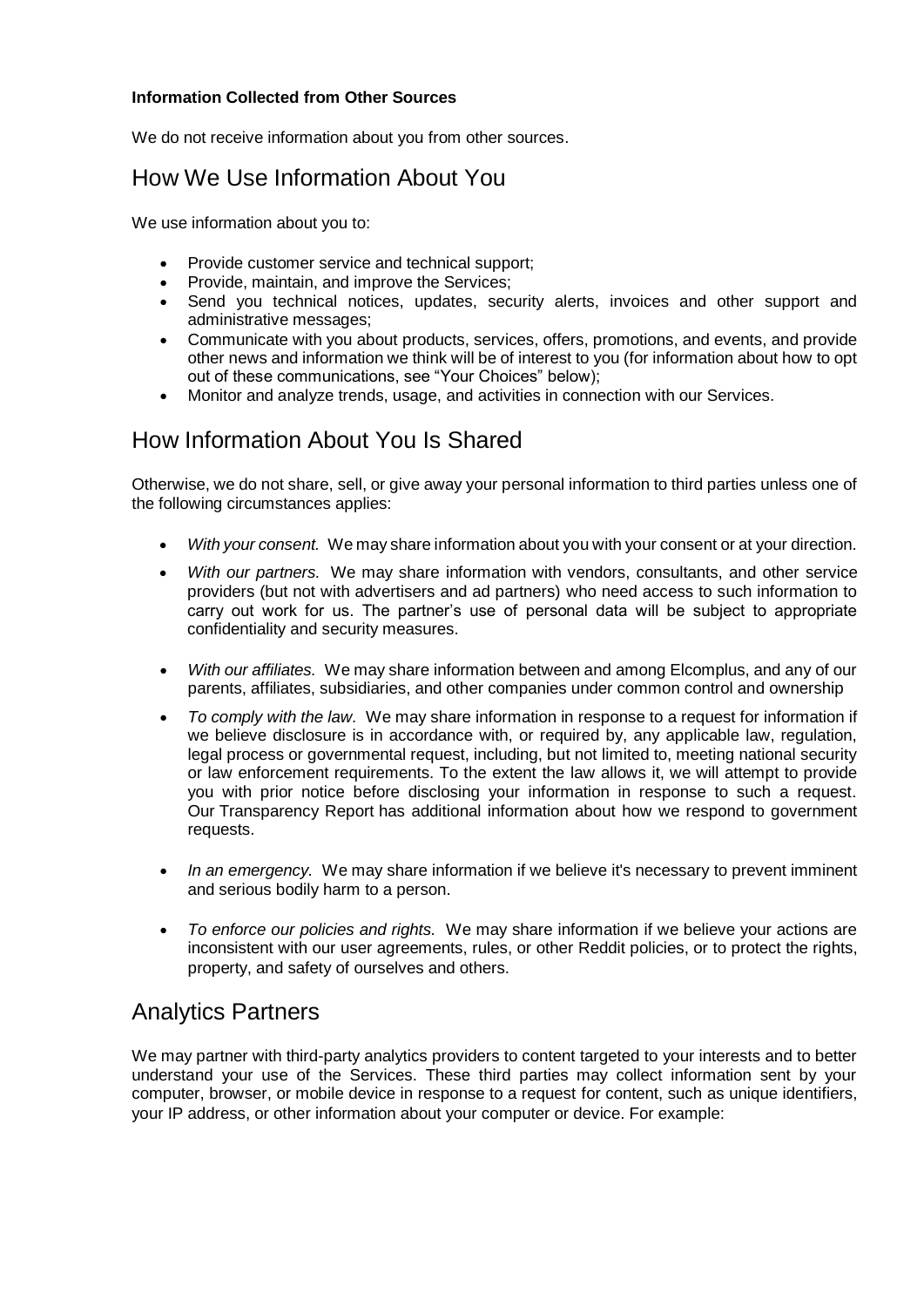**Information Collected from Other Sources**

We do not receive information about you from other sources.

## How We Use Information About You

We use information about you to:

- Provide customer service and technical support;
- Provide, maintain, and improve the Services;
- Send you technical notices, updates, security alerts, invoices and other support and administrative messages;
- Communicate with you about products, services, offers, promotions, and events, and provide other news and information we think will be of interest to you (for information about how to opt out of these communications, see "Your Choices" below);
- Monitor and analyze trends, usage, and activities in connection with our Services.

## How Information About You Is Shared

Otherwise, we do not share, sell, or give away your personal information to third parties unless one of the following circumstances applies:

- *With your consent.* We may share information about you with your consent or at your direction.
- *With our partners.* We may share information with vendors, consultants, and other service providers (but not with advertisers and ad partners) who need access to such information to carry out work for us. The partner's use of personal data will be subject to appropriate confidentiality and security measures.
- *With our affiliates.* We may share information between and among Elcomplus, and any of our parents, affiliates, subsidiaries, and other companies under common control and ownership
- *To comply with the law.* We may share information in response to a request for information if we believe disclosure is in accordance with, or required by, any applicable law, regulation, legal process or governmental request, including, but not limited to, meeting national security or law enforcement requirements. To the extent the law allows it, we will attempt to provide you with prior notice before disclosing your information in response to such a request. Our Transparency Report has additional information about how we respond to government requests.
- *In an emergency.* We may share information if we believe it's necessary to prevent imminent and serious bodily harm to a person.
- *To enforce our policies and rights.* We may share information if we believe your actions are inconsistent with our user agreements, rules, or other Reddit policies, or to protect the rights, property, and safety of ourselves and others.

## Analytics Partners

We may partner with third-party analytics providers to content targeted to your interests and to better understand your use of the Services. These third parties may collect information sent by your computer, browser, or mobile device in response to a request for content, such as unique identifiers, your IP address, or other information about your computer or device. For example: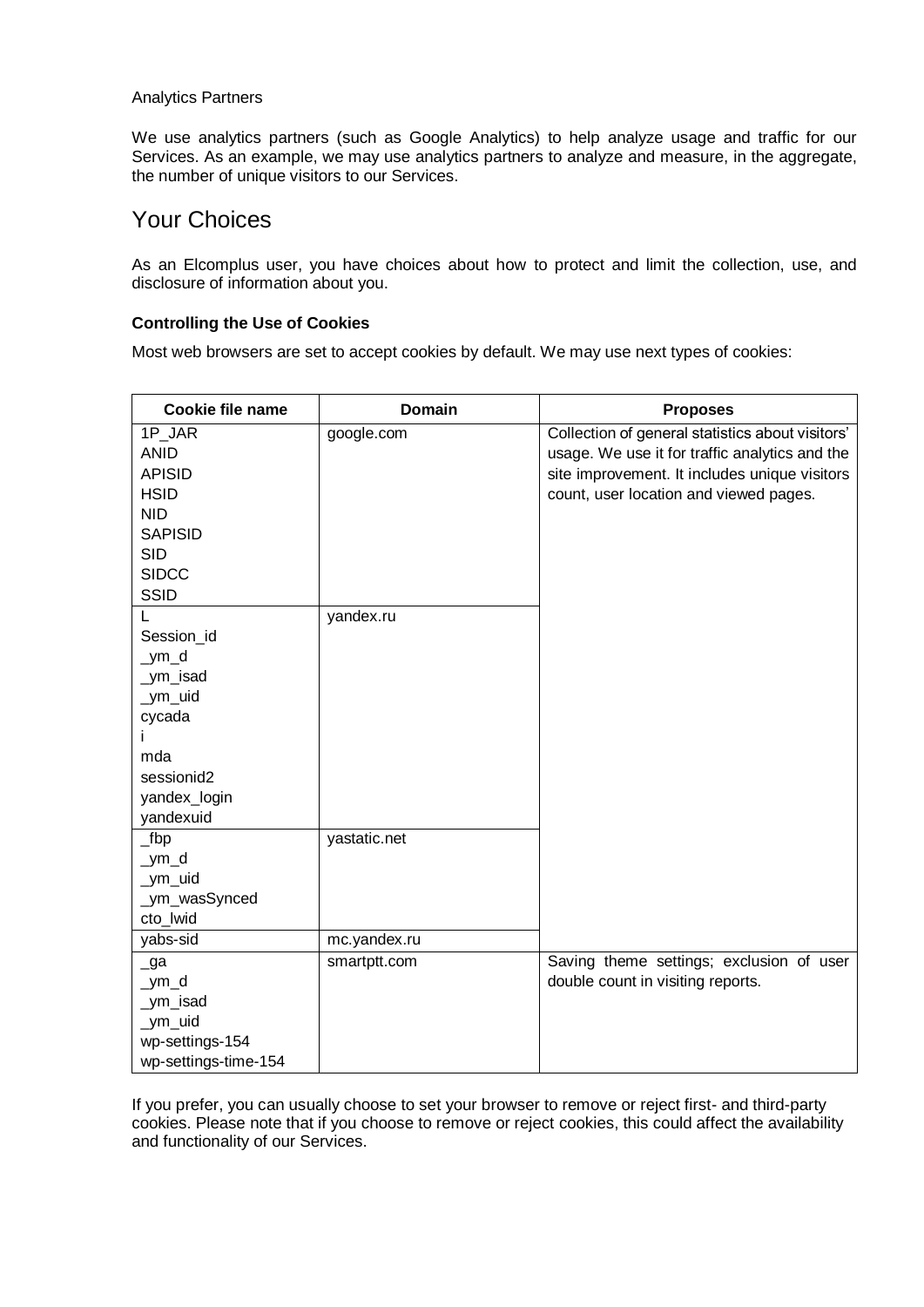Analytics Partners

We use analytics partners (such as Google Analytics) to help analyze usage and traffic for our Services. As an example, we may use analytics partners to analyze and measure, in the aggregate, the number of unique visitors to our Services.

## Your Choices

As an Elcomplus user, you have choices about how to protect and limit the collection, use, and disclosure of information about you.

**Controlling the Use of Cookies**

Most web browsers are set to accept cookies by default. We may use next types of cookies:

| Cookie file name | Domain | Proposes |
|---|---|---|
| 1P_JAR<br>ANID<br>APISID<br>HSID<br>NID<br>SAPISID<br>SID<br>SIDCC<br>SSID | google.com | Collection of general statistics about visitors' usage. We use it for traffic analytics and the site improvement. It includes unique visitors count, user location and viewed pages. |
| L<br>Session_id<br>_ym_d<br>_ym_isad<br>_ym_uid<br>cycada<br>i<br>mda<br>sessionid2<br>yandex_login<br>yandexuid | yandex.ru | |
| _fbp<br>_ym_d<br>_ym_uid<br>_ym_wasSynced<br>cto_lwid | yastatic.net | |
| yabs-sid | mc.yandex.ru | |
| _ga<br>_ym_d<br>_ym_isad<br>_ym_uid<br>wp-settings-154<br>wp-settings-time-154 | smartptt.com | Saving theme settings; exclusion of user double count in visiting reports. |

If you prefer, you can usually choose to set your browser to remove or reject first- and third-party cookies. Please note that if you choose to remove or reject cookies, this could affect the availability and functionality of our Services.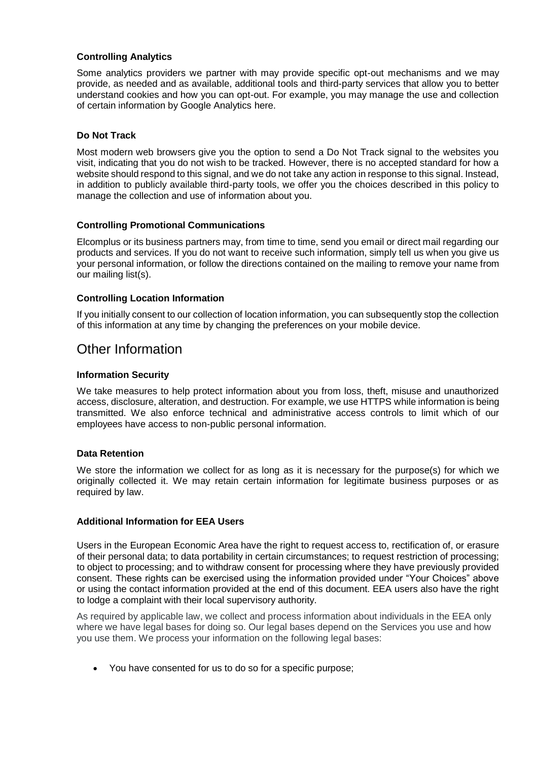#### Controlling Analytics

Some analytics providers we partner with may provide specific opt-out mechanisms and we may provide, as needed and as available, additional tools and third-party services that allow you to better understand cookies and how you can opt-out. For example, you may manage the use and collection of certain information by Google Analytics here.

#### Do Not Track

Most modern web browsers give you the option to send a Do Not Track signal to the websites you visit, indicating that you do not wish to be tracked. However, there is no accepted standard for how a website should respond to this signal, and we do not take any action in response to this signal. Instead, in addition to publicly available third-party tools, we offer you the choices described in this policy to manage the collection and use of information about you.

#### Controlling Promotional Communications

Elcomplus or its business partners may, from time to time, send you email or direct mail regarding our products and services. If you do not want to receive such information, simply tell us when you give us your personal information, or follow the directions contained on the mailing to remove your name from our mailing list(s).

#### Controlling Location Information

If you initially consent to our collection of location information, you can subsequently stop the collection of this information at any time by changing the preferences on your mobile device.

## Other Information

#### Information Security

We take measures to help protect information about you from loss, theft, misuse and unauthorized access, disclosure, alteration, and destruction. For example, we use HTTPS while information is being transmitted. We also enforce technical and administrative access controls to limit which of our employees have access to non-public personal information.

#### Data Retention

We store the information we collect for as long as it is necessary for the purpose(s) for which we originally collected it. We may retain certain information for legitimate business purposes or as required by law.

#### Additional Information for EEA Users

Users in the European Economic Area have the right to request access to, rectification of, or erasure of their personal data; to data portability in certain circumstances; to request restriction of processing; to object to processing; and to withdraw consent for processing where they have previously provided consent. These rights can be exercised using the information provided under "Your Choices" above or using the contact information provided at the end of this document. EEA users also have the right to lodge a complaint with their local supervisory authority.

As required by applicable law, we collect and process information about individuals in the EEA only where we have legal bases for doing so. Our legal bases depend on the Services you use and how you use them. We process your information on the following legal bases:

- You have consented for us to do so for a specific purpose;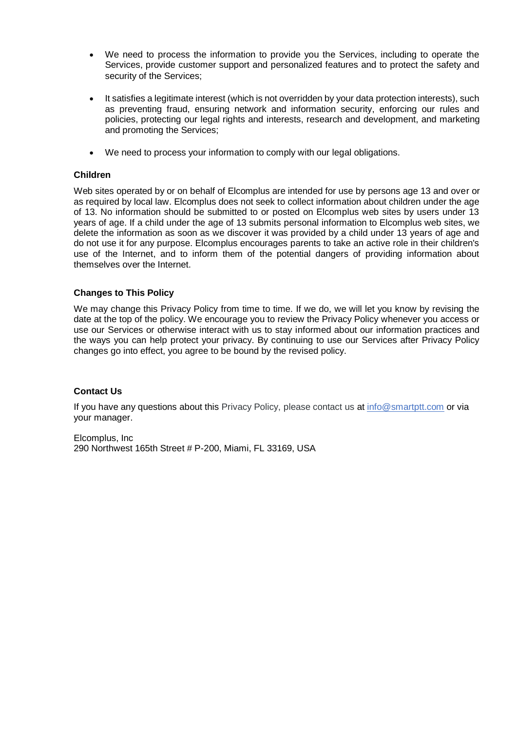- We need to process the information to provide you the Services, including to operate the Services, provide customer support and personalized features and to protect the safety and security of the Services;

- It satisfies a legitimate interest (which is not overridden by your data protection interests), such as preventing fraud, ensuring network and information security, enforcing our rules and policies, protecting our legal rights and interests, research and development, and marketing and promoting the Services;

- We need to process your information to comply with our legal obligations.

### Children

Web sites operated by or on behalf of Elcomplus are intended for use by persons age 13 and over or as required by local law. Elcomplus does not seek to collect information about children under the age of 13. No information should be submitted to or posted on Elcomplus web sites by users under 13 years of age. If a child under the age of 13 submits personal information to Elcomplus web sites, we delete the information as soon as we discover it was provided by a child under 13 years of age and do not use it for any purpose. Elcomplus encourages parents to take an active role in their children's use of the Internet, and to inform them of the potential dangers of providing information about themselves over the Internet.

### Changes to This Policy

We may change this Privacy Policy from time to time. If we do, we will let you know by revising the date at the top of the policy. We encourage you to review the Privacy Policy whenever you access or use our Services or otherwise interact with us to stay informed about our information practices and the ways you can help protect your privacy. By continuing to use our Services after Privacy Policy changes go into effect, you agree to be bound by the revised policy.

### Contact Us

If you have any questions about this Privacy Policy, please contact us at [info@smartptt.com](mailto:info@smartptt.com) or via your manager.

Elcomplus, Inc
290 Northwest 165th Street # P-200, Miami, FL 33169, USA